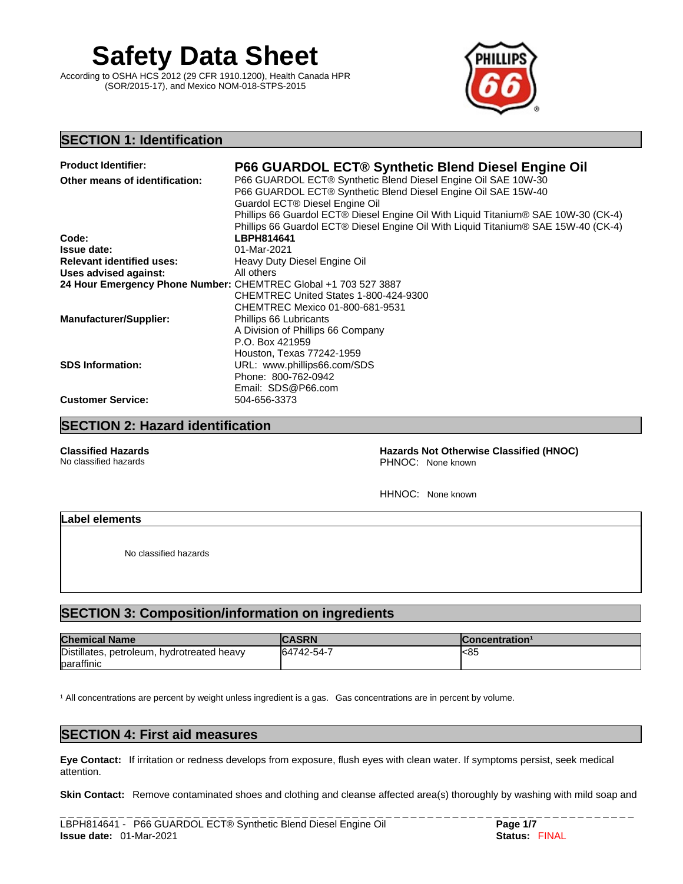# Safety Data Sheet

According to OSHA HCS 2012 (29 CFR 1910.1200), Health Canada HPR (SOR/2015-17), and Mexico NOM-018-STPS-2015

## SECTION 1: Identification

**Product Identifier:** **P66 GUARDOL ECT® Synthetic Blend Diesel Engine Oil**

**Other means of identification:**
P66 GUARDOL ECT® Synthetic Blend Diesel Engine Oil SAE 10W-30
P66 GUARDOL ECT® Synthetic Blend Diesel Engine Oil SAE 15W-40
Guardol ECT® Diesel Engine Oil
Phillips 66 Guardol ECT® Diesel Engine Oil With Liquid Titanium® SAE 10W-30 (CK-4)
Phillips 66 Guardol ECT® Diesel Engine Oil With Liquid Titanium® SAE 15W-40 (CK-4)

**Code:** **LBPH814641**

**Issue date:** 01-Mar-2021

**Relevant identified uses:** Heavy Duty Diesel Engine Oil

**Uses advised against:** All others

**24 Hour Emergency Phone Number:**
CHEMTREC Global +1 703 527 3887
CHEMTREC United States 1-800-424-9300
CHEMTREC Mexico 01-800-681-9531

**Manufacturer/Supplier:**
Phillips 66 Lubricants
A Division of Phillips 66 Company
P.O. Box 421959
Houston, Texas 77242-1959

**SDS Information:**
URL: www.phillips66.com/SDS
Phone: 800-762-0942
Email: SDS@P66.com

**Customer Service:** 504-656-3373

## SECTION 2: Hazard identification

**Classified Hazards**
No classified hazards

**Hazards Not Otherwise Classified (HNOC)**
PHNOC: None known

HHNOC: None known

**Label elements**

No classified hazards

## SECTION 3: Composition/information on ingredients

| Chemical Name | CASRN | Concentration[1] |
|---|---|---|
| Distillates, petroleum, hydrotreated heavy paraffinic | 64742-54-7 | <85 |

[1] All concentrations are percent by weight unless ingredient is a gas. Gas concentrations are in percent by volume.

## SECTION 4: First aid measures

**Eye Contact:** If irritation or redness develops from exposure, flush eyes with clean water. If symptoms persist, seek medical attention.

**Skin Contact:** Remove contaminated shoes and clothing and cleanse affected area(s) thoroughly by washing with mild soap and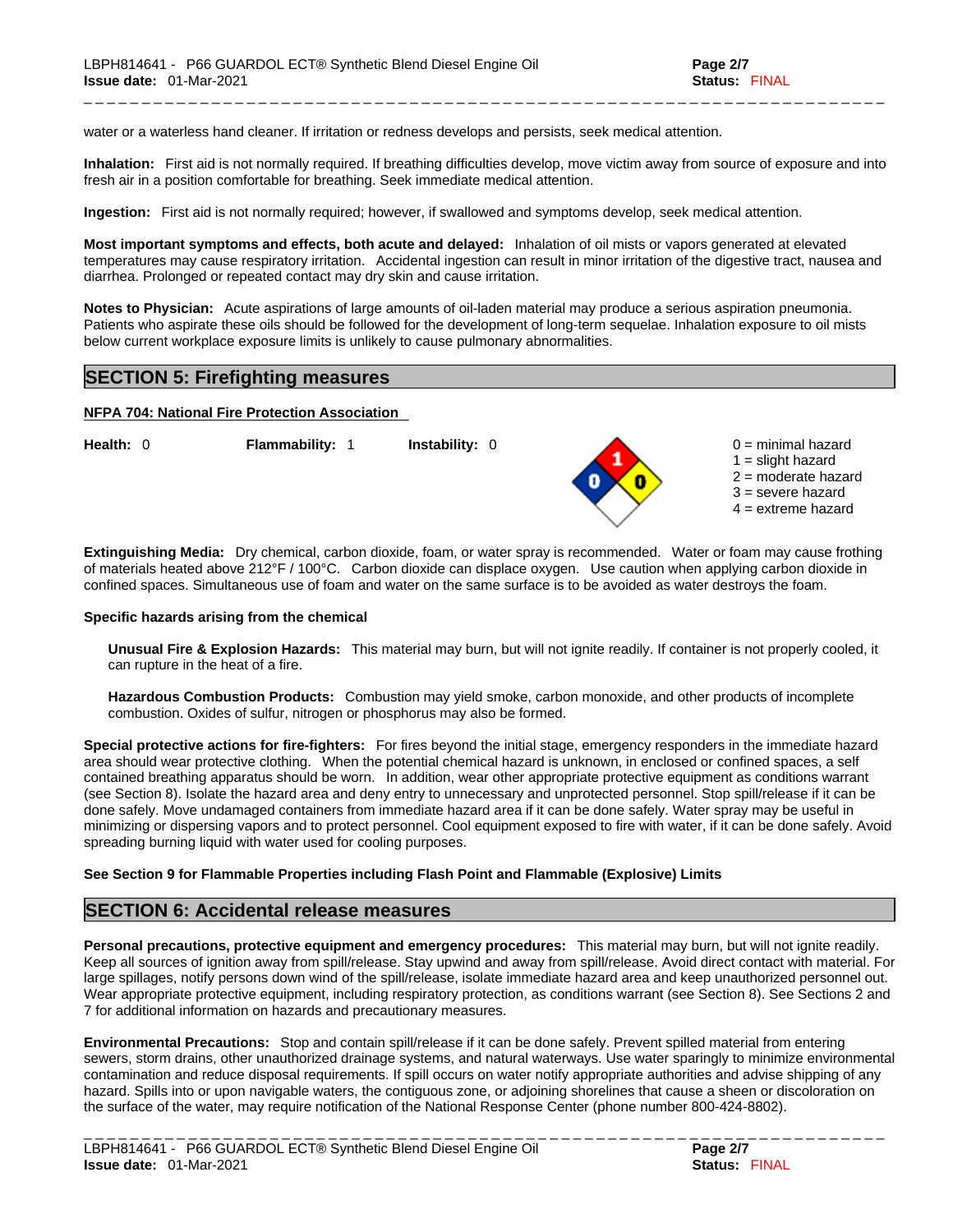water or a waterless hand cleaner. If irritation or redness develops and persists, seek medical attention.

**Inhalation:** First aid is not normally required. If breathing difficulties develop, move victim away from source of exposure and into fresh air in a position comfortable for breathing. Seek immediate medical attention.

**Ingestion:** First aid is not normally required; however, if swallowed and symptoms develop, seek medical attention.

**Most important symptoms and effects, both acute and delayed:** Inhalation of oil mists or vapors generated at elevated temperatures may cause respiratory irritation. Accidental ingestion can result in minor irritation of the digestive tract, nausea and diarrhea. Prolonged or repeated contact may dry skin and cause irritation.

**Notes to Physician:** Acute aspirations of large amounts of oil-laden material may produce a serious aspiration pneumonia. Patients who aspirate these oils should be followed for the development of long-term sequelae. Inhalation exposure to oil mists below current workplace exposure limits is unlikely to cause pulmonary abnormalities.

## SECTION 5: Firefighting measures

**NFPA 704: National Fire Protection Association**

**Health:** 0 **Flammability:** 1 **Instability:** 0

0 = minimal hazard
1 = slight hazard
2 = moderate hazard
3 = severe hazard
4 = extreme hazard

**Extinguishing Media:** Dry chemical, carbon dioxide, foam, or water spray is recommended. Water or foam may cause frothing of materials heated above 212°F / 100°C. Carbon dioxide can displace oxygen. Use caution when applying carbon dioxide in confined spaces. Simultaneous use of foam and water on the same surface is to be avoided as water destroys the foam.

**Specific hazards arising from the chemical**

**Unusual Fire & Explosion Hazards:** This material may burn, but will not ignite readily. If container is not properly cooled, it can rupture in the heat of a fire.

**Hazardous Combustion Products:** Combustion may yield smoke, carbon monoxide, and other products of incomplete combustion. Oxides of sulfur, nitrogen or phosphorus may also be formed.

**Special protective actions for fire-fighters:** For fires beyond the initial stage, emergency responders in the immediate hazard area should wear protective clothing. When the potential chemical hazard is unknown, in enclosed or confined spaces, a self contained breathing apparatus should be worn. In addition, wear other appropriate protective equipment as conditions warrant (see Section 8). Isolate the hazard area and deny entry to unnecessary and unprotected personnel. Stop spill/release if it can be done safely. Move undamaged containers from immediate hazard area if it can be done safely. Water spray may be useful in minimizing or dispersing vapors and to protect personnel. Cool equipment exposed to fire with water, if it can be done safely. Avoid spreading burning liquid with water used for cooling purposes.

**See Section 9 for Flammable Properties including Flash Point and Flammable (Explosive) Limits**

## SECTION 6: Accidental release measures

**Personal precautions, protective equipment and emergency procedures:** This material may burn, but will not ignite readily. Keep all sources of ignition away from spill/release. Stay upwind and away from spill/release. Avoid direct contact with material. For large spillages, notify persons down wind of the spill/release, isolate immediate hazard area and keep unauthorized personnel out. Wear appropriate protective equipment, including respiratory protection, as conditions warrant (see Section 8). See Sections 2 and 7 for additional information on hazards and precautionary measures.

**Environmental Precautions:** Stop and contain spill/release if it can be done safely. Prevent spilled material from entering sewers, storm drains, other unauthorized drainage systems, and natural waterways. Use water sparingly to minimize environmental contamination and reduce disposal requirements. If spill occurs on water notify appropriate authorities and advise shipping of any hazard. Spills into or upon navigable waters, the contiguous zone, or adjoining shorelines that cause a sheen or discoloration on the surface of the water, may require notification of the National Response Center (phone number 800-424-8802).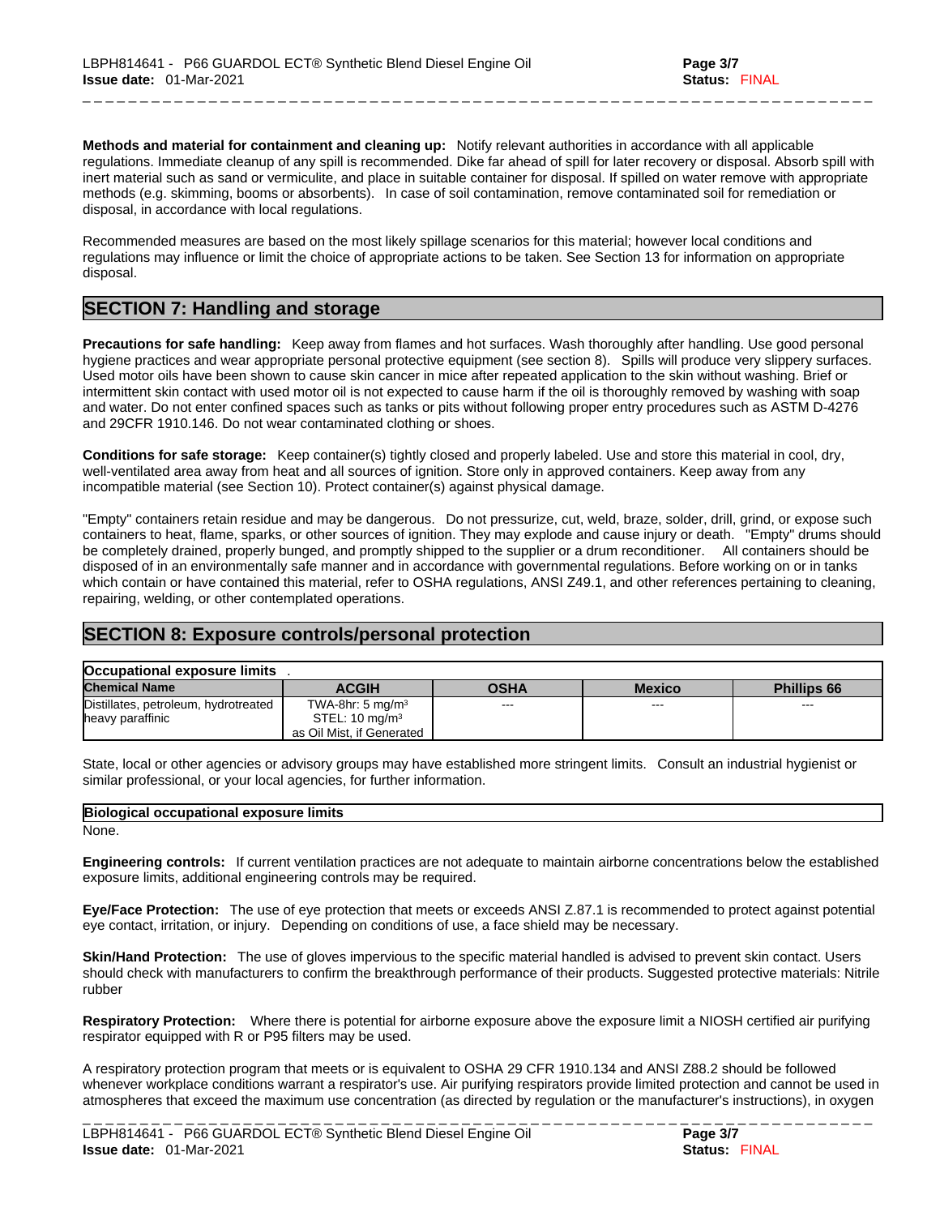**Methods and material for containment and cleaning up:** Notify relevant authorities in accordance with all applicable regulations. Immediate cleanup of any spill is recommended. Dike far ahead of spill for later recovery or disposal. Absorb spill with inert material such as sand or vermiculite, and place in suitable container for disposal. If spilled on water remove with appropriate methods (e.g. skimming, booms or absorbents). In case of soil contamination, remove contaminated soil for remediation or disposal, in accordance with local regulations.

Recommended measures are based on the most likely spillage scenarios for this material; however local conditions and regulations may influence or limit the choice of appropriate actions to be taken. See Section 13 for information on appropriate disposal.

## SECTION 7: Handling and storage

**Precautions for safe handling:** Keep away from flames and hot surfaces. Wash thoroughly after handling. Use good personal hygiene practices and wear appropriate personal protective equipment (see section 8). Spills will produce very slippery surfaces. Used motor oils have been shown to cause skin cancer in mice after repeated application to the skin without washing. Brief or intermittent skin contact with used motor oil is not expected to cause harm if the oil is thoroughly removed by washing with soap and water. Do not enter confined spaces such as tanks or pits without following proper entry procedures such as ASTM D-4276 and 29CFR 1910.146. Do not wear contaminated clothing or shoes.

**Conditions for safe storage:** Keep container(s) tightly closed and properly labeled. Use and store this material in cool, dry, well-ventilated area away from heat and all sources of ignition. Store only in approved containers. Keep away from any incompatible material (see Section 10). Protect container(s) against physical damage.

"Empty" containers retain residue and may be dangerous. Do not pressurize, cut, weld, braze, solder, drill, grind, or expose such containers to heat, flame, sparks, or other sources of ignition. They may explode and cause injury or death. "Empty" drums should be completely drained, properly bunged, and promptly shipped to the supplier or a drum reconditioner. All containers should be disposed of in an environmentally safe manner and in accordance with governmental regulations. Before working on or in tanks which contain or have contained this material, refer to OSHA regulations, ANSI Z49.1, and other references pertaining to cleaning, repairing, welding, or other contemplated operations.

## SECTION 8: Exposure controls/personal protection

**Occupational exposure limits** .

| Chemical Name | ACGIH | OSHA | Mexico | Phillips 66 |
|---|---|---|---|---|
| Distillates, petroleum, hydrotreated heavy paraffinic | TWA-8hr: 5 mg/m³ STEL: 10 mg/m³ as Oil Mist, if Generated | --- | --- | --- |

State, local or other agencies or advisory groups may have established more stringent limits. Consult an industrial hygienist or similar professional, or your local agencies, for further information.

**Biological occupational exposure limits**

None.

**Engineering controls:** If current ventilation practices are not adequate to maintain airborne concentrations below the established exposure limits, additional engineering controls may be required.

**Eye/Face Protection:** The use of eye protection that meets or exceeds ANSI Z.87.1 is recommended to protect against potential eye contact, irritation, or injury. Depending on conditions of use, a face shield may be necessary.

**Skin/Hand Protection:** The use of gloves impervious to the specific material handled is advised to prevent skin contact. Users should check with manufacturers to confirm the breakthrough performance of their products. Suggested protective materials: Nitrile rubber

**Respiratory Protection:** Where there is potential for airborne exposure above the exposure limit a NIOSH certified air purifying respirator equipped with R or P95 filters may be used.

A respiratory protection program that meets or is equivalent to OSHA 29 CFR 1910.134 and ANSI Z88.2 should be followed whenever workplace conditions warrant a respirator's use. Air purifying respirators provide limited protection and cannot be used in atmospheres that exceed the maximum use concentration (as directed by regulation or the manufacturer's instructions), in oxygen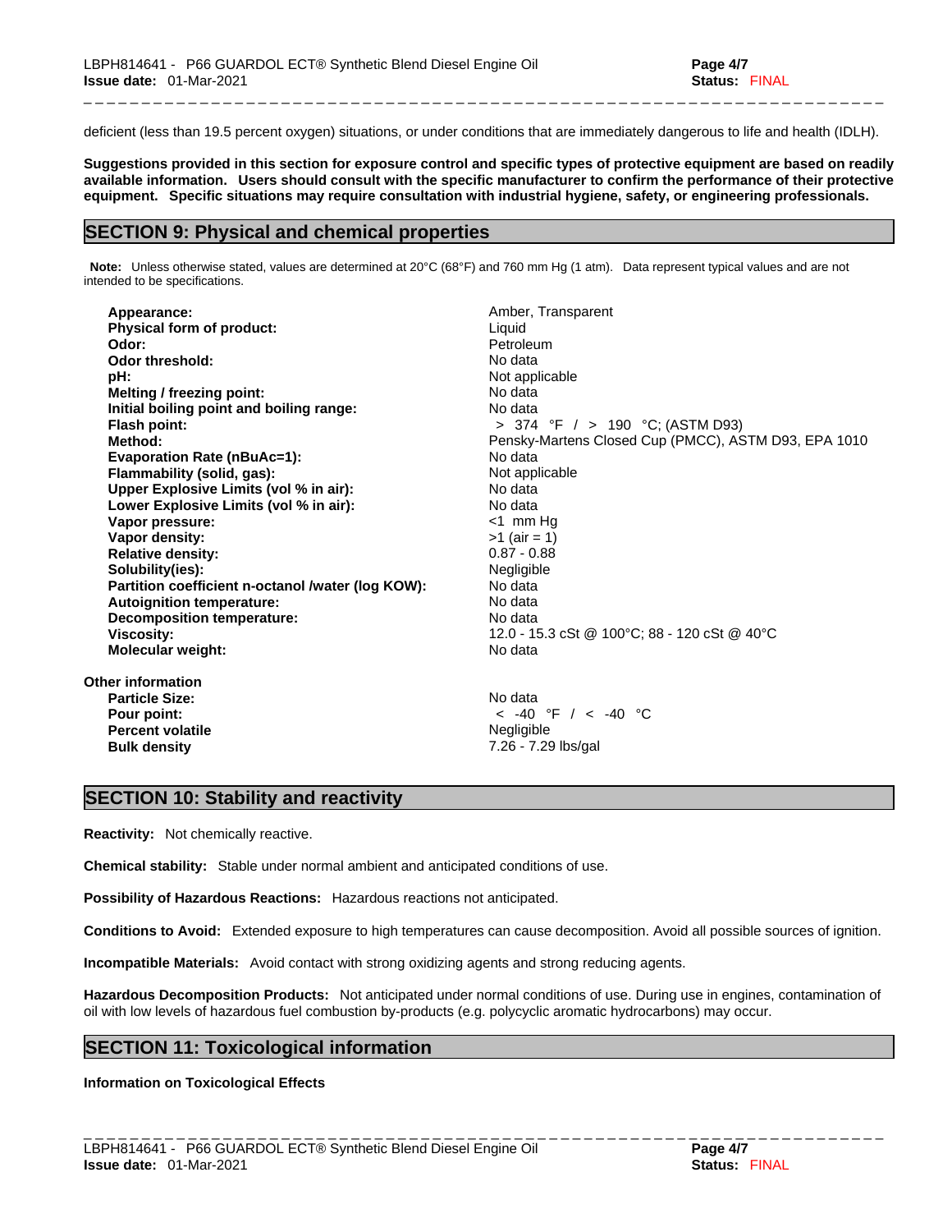deficient (less than 19.5 percent oxygen) situations, or under conditions that are immediately dangerous to life and health (IDLH).

**Suggestions provided in this section for exposure control and specific types of protective equipment are based on readily available information. Users should consult with the specific manufacturer to confirm the performance of their protective equipment. Specific situations may require consultation with industrial hygiene, safety, or engineering professionals.**

## SECTION 9: Physical and chemical properties

**Note:** Unless otherwise stated, values are determined at 20°C (68°F) and 760 mm Hg (1 atm). Data represent typical values and are not intended to be specifications.

| | |
|---|---|
| **Appearance:** | Amber, Transparent |
| **Physical form of product:** | Liquid |
| **Odor:** | Petroleum |
| **Odor threshold:** | No data |
| **pH:** | Not applicable |
| **Melting / freezing point:** | No data |
| **Initial boiling point and boiling range:** | No data |
| **Flash point:** | > 374 °F / > 190 °C; (ASTM D93) |
| **Method:** | Pensky-Martens Closed Cup (PMCC), ASTM D93, EPA 1010 |
| **Evaporation Rate (nBuAc=1):** | No data |
| **Flammability (solid, gas):** | Not applicable |
| **Upper Explosive Limits (vol % in air):** | No data |
| **Lower Explosive Limits (vol % in air):** | No data |
| **Vapor pressure:** | <1 mm Hg |
| **Vapor density:** | >1 (air = 1) |
| **Relative density:** | 0.87 - 0.88 |
| **Solubility(ies):** | Negligible |
| **Partition coefficient n-octanol /water (log KOW):** | No data |
| **Autoignition temperature:** | No data |
| **Decomposition temperature:** | No data |
| **Viscosity:** | 12.0 - 15.3 cSt @ 100°C; 88 - 120 cSt @ 40°C |
| **Molecular weight:** | No data |

**Other information**

| | |
|---|---|
| **Particle Size:** | No data |
| **Pour point:** | < -40 °F / < -40 °C |
| **Percent volatile** | Negligible |
| **Bulk density** | 7.26 - 7.29 lbs/gal |

## SECTION 10: Stability and reactivity

**Reactivity:** Not chemically reactive.

**Chemical stability:** Stable under normal ambient and anticipated conditions of use.

**Possibility of Hazardous Reactions:** Hazardous reactions not anticipated.

**Conditions to Avoid:** Extended exposure to high temperatures can cause decomposition. Avoid all possible sources of ignition.

**Incompatible Materials:** Avoid contact with strong oxidizing agents and strong reducing agents.

**Hazardous Decomposition Products:** Not anticipated under normal conditions of use. During use in engines, contamination of oil with low levels of hazardous fuel combustion by-products (e.g. polycyclic aromatic hydrocarbons) may occur.

## SECTION 11: Toxicological information

**Information on Toxicological Effects**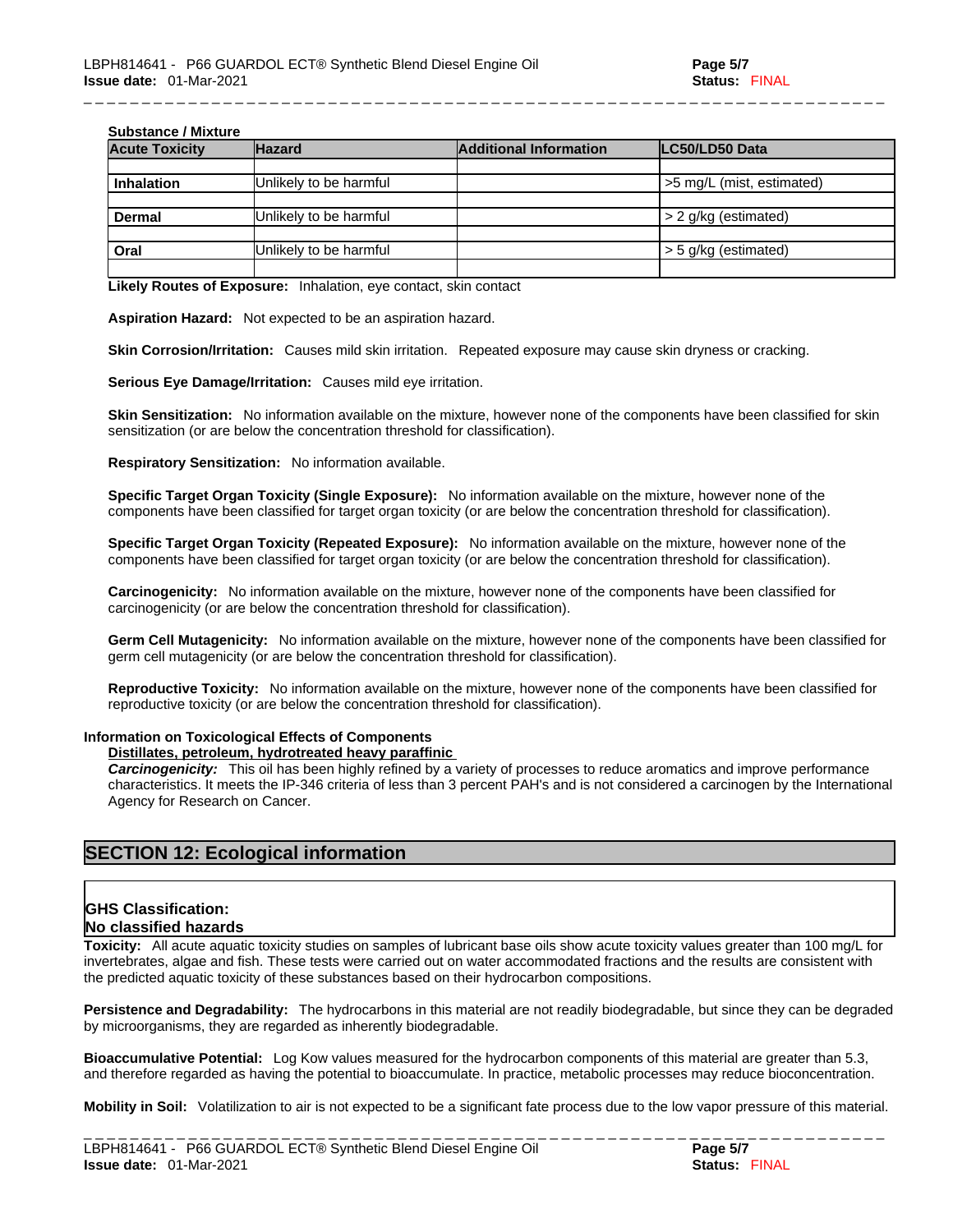**Substance / Mixture**

| Acute Toxicity | Hazard | Additional Information | LC50/LD50 Data |
|---|---|---|---|
| | | | |
| **Inhalation** | Unlikely to be harmful | | >5 mg/L (mist, estimated) |
| | | | |
| **Dermal** | Unlikely to be harmful | | > 2 g/kg (estimated) |
| | | | |
| **Oral** | Unlikely to be harmful | | > 5 g/kg (estimated) |
| | | | |

**Likely Routes of Exposure:** Inhalation, eye contact, skin contact

**Aspiration Hazard:** Not expected to be an aspiration hazard.

**Skin Corrosion/Irritation:** Causes mild skin irritation. Repeated exposure may cause skin dryness or cracking.

**Serious Eye Damage/Irritation:** Causes mild eye irritation.

**Skin Sensitization:** No information available on the mixture, however none of the components have been classified for skin sensitization (or are below the concentration threshold for classification).

**Respiratory Sensitization:** No information available.

**Specific Target Organ Toxicity (Single Exposure):** No information available on the mixture, however none of the components have been classified for target organ toxicity (or are below the concentration threshold for classification).

**Specific Target Organ Toxicity (Repeated Exposure):** No information available on the mixture, however none of the components have been classified for target organ toxicity (or are below the concentration threshold for classification).

**Carcinogenicity:** No information available on the mixture, however none of the components have been classified for carcinogenicity (or are below the concentration threshold for classification).

**Germ Cell Mutagenicity:** No information available on the mixture, however none of the components have been classified for germ cell mutagenicity (or are below the concentration threshold for classification).

**Reproductive Toxicity:** No information available on the mixture, however none of the components have been classified for reproductive toxicity (or are below the concentration threshold for classification).

**Information on Toxicological Effects of Components**

**Distillates, petroleum, hydrotreated heavy paraffinic**

***Carcinogenicity:*** This oil has been highly refined by a variety of processes to reduce aromatics and improve performance characteristics. It meets the IP-346 criteria of less than 3 percent PAH's and is not considered a carcinogen by the International Agency for Research on Cancer.

## SECTION 12: Ecological information

**GHS Classification:**
**No classified hazards**

**Toxicity:** All acute aquatic toxicity studies on samples of lubricant base oils show acute toxicity values greater than 100 mg/L for invertebrates, algae and fish. These tests were carried out on water accommodated fractions and the results are consistent with the predicted aquatic toxicity of these substances based on their hydrocarbon compositions.

**Persistence and Degradability:** The hydrocarbons in this material are not readily biodegradable, but since they can be degraded by microorganisms, they are regarded as inherently biodegradable.

**Bioaccumulative Potential:** Log Kow values measured for the hydrocarbon components of this material are greater than 5.3, and therefore regarded as having the potential to bioaccumulate. In practice, metabolic processes may reduce bioconcentration.

**Mobility in Soil:** Volatilization to air is not expected to be a significant fate process due to the low vapor pressure of this material.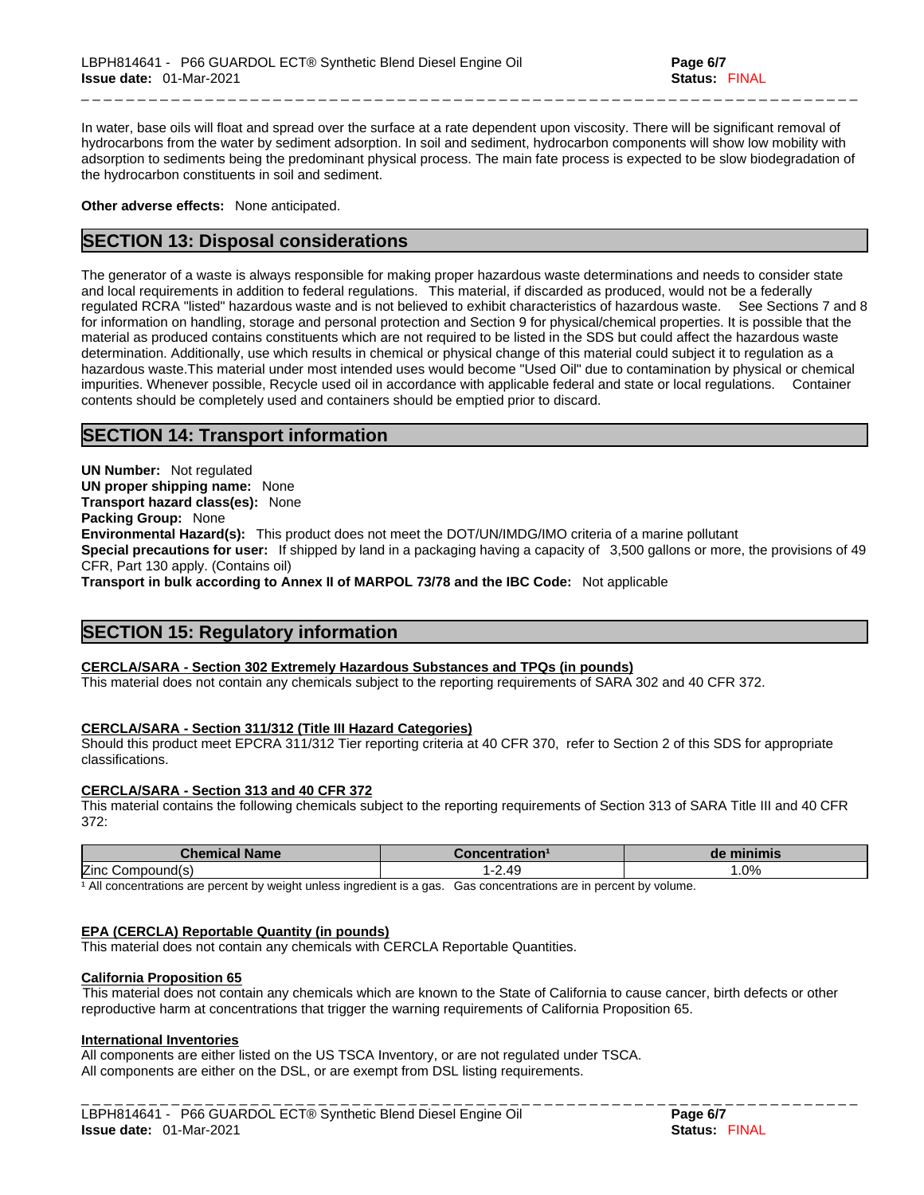In water, base oils will float and spread over the surface at a rate dependent upon viscosity. There will be significant removal of hydrocarbons from the water by sediment adsorption. In soil and sediment, hydrocarbon components will show low mobility with adsorption to sediments being the predominant physical process. The main fate process is expected to be slow biodegradation of the hydrocarbon constituents in soil and sediment.

**Other adverse effects:** None anticipated.

## SECTION 13: Disposal considerations

The generator of a waste is always responsible for making proper hazardous waste determinations and needs to consider state and local requirements in addition to federal regulations. This material, if discarded as produced, would not be a federally regulated RCRA "listed" hazardous waste and is not believed to exhibit characteristics of hazardous waste. See Sections 7 and 8 for information on handling, storage and personal protection and Section 9 for physical/chemical properties. It is possible that the material as produced contains constituents which are not required to be listed in the SDS but could affect the hazardous waste determination. Additionally, use which results in chemical or physical change of this material could subject it to regulation as a hazardous waste.This material under most intended uses would become "Used Oil" due to contamination by physical or chemical impurities. Whenever possible, Recycle used oil in accordance with applicable federal and state or local regulations. Container contents should be completely used and containers should be emptied prior to discard.

## SECTION 14: Transport information

**UN Number:** Not regulated
**UN proper shipping name:** None
**Transport hazard class(es):** None
**Packing Group:** None
**Environmental Hazard(s):** This product does not meet the DOT/UN/IMDG/IMO criteria of a marine pollutant
**Special precautions for user:** If shipped by land in a packaging having a capacity of 3,500 gallons or more, the provisions of 49 CFR, Part 130 apply. (Contains oil)
**Transport in bulk according to Annex II of MARPOL 73/78 and the IBC Code:** Not applicable

## SECTION 15: Regulatory information

**CERCLA/SARA - Section 302 Extremely Hazardous Substances and TPQs (in pounds)**
This material does not contain any chemicals subject to the reporting requirements of SARA 302 and 40 CFR 372.

**CERCLA/SARA - Section 311/312 (Title III Hazard Categories)**
Should this product meet EPCRA 311/312 Tier reporting criteria at 40 CFR 370, refer to Section 2 of this SDS for appropriate classifications.

**CERCLA/SARA - Section 313 and 40 CFR 372**
This material contains the following chemicals subject to the reporting requirements of Section 313 of SARA Title III and 40 CFR 372:

| Chemical Name | Concentration[1] | de minimis |
|---|---|---|
| Zinc Compound(s) | 1-2.49 | 1.0% |

[1] All concentrations are percent by weight unless ingredient is a gas. Gas concentrations are in percent by volume.

**EPA (CERCLA) Reportable Quantity (in pounds)**
This material does not contain any chemicals with CERCLA Reportable Quantities.

**California Proposition 65**
This material does not contain any chemicals which are known to the State of California to cause cancer, birth defects or other reproductive harm at concentrations that trigger the warning requirements of California Proposition 65.

**International Inventories**
All components are either listed on the US TSCA Inventory, or are not regulated under TSCA.
All components are either on the DSL, or are exempt from DSL listing requirements.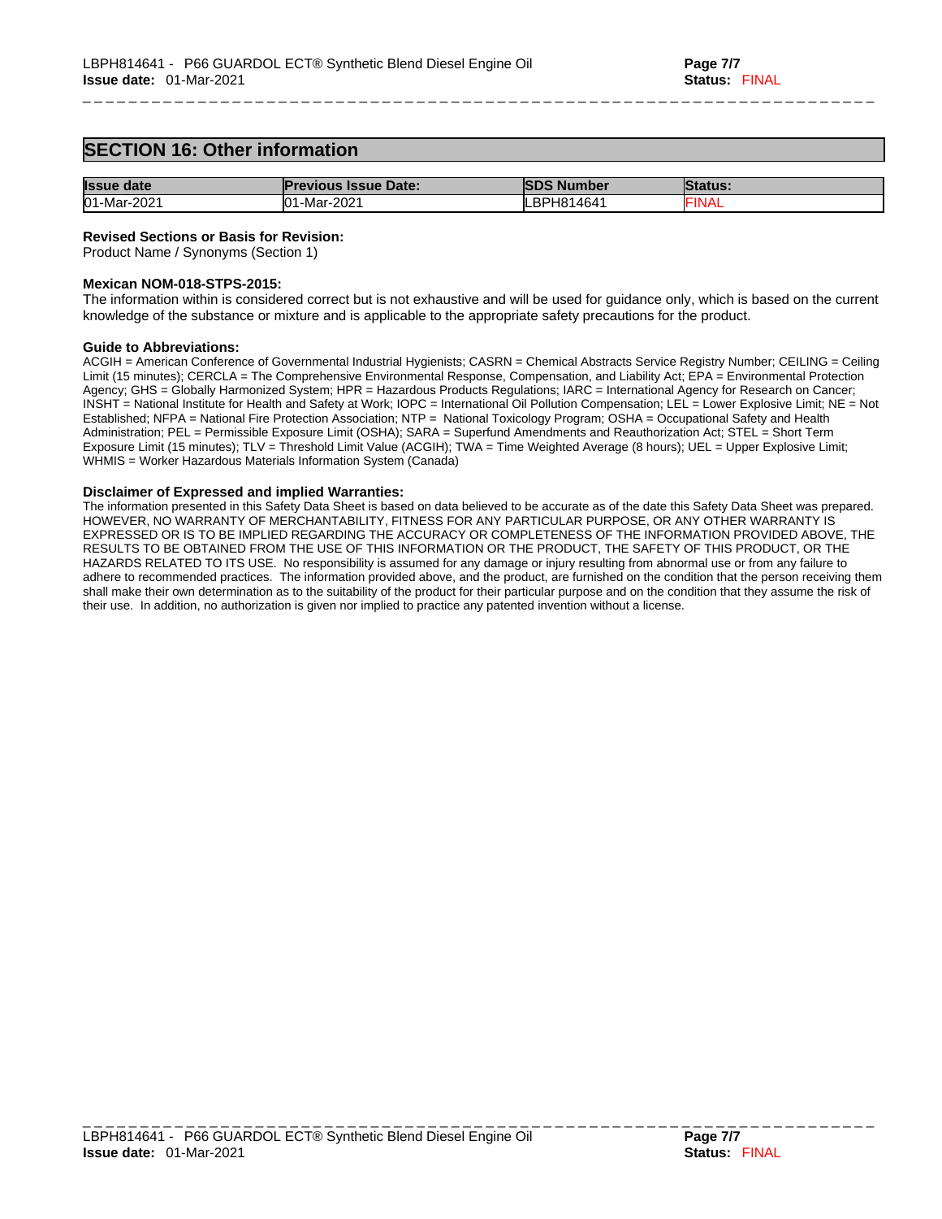## SECTION 16: Other information

| Issue date | Previous Issue Date: | SDS Number | Status: |
|---|---|---|---|
| 01-Mar-2021 | 01-Mar-2021 | LBPH814641 | FINAL |

**Revised Sections or Basis for Revision:**
Product Name / Synonyms (Section 1)

**Mexican NOM-018-STPS-2015:**
The information within is considered correct but is not exhaustive and will be used for guidance only, which is based on the current knowledge of the substance or mixture and is applicable to the appropriate safety precautions for the product.

**Guide to Abbreviations:**
ACGIH = American Conference of Governmental Industrial Hygienists; CASRN = Chemical Abstracts Service Registry Number; CEILING = Ceiling Limit (15 minutes); CERCLA = The Comprehensive Environmental Response, Compensation, and Liability Act; EPA = Environmental Protection Agency; GHS = Globally Harmonized System; HPR = Hazardous Products Regulations; IARC = International Agency for Research on Cancer; INSHT = National Institute for Health and Safety at Work; IOPC = International Oil Pollution Compensation; LEL = Lower Explosive Limit; NE = Not Established; NFPA = National Fire Protection Association; NTP = National Toxicology Program; OSHA = Occupational Safety and Health Administration; PEL = Permissible Exposure Limit (OSHA); SARA = Superfund Amendments and Reauthorization Act; STEL = Short Term Exposure Limit (15 minutes); TLV = Threshold Limit Value (ACGIH); TWA = Time Weighted Average (8 hours); UEL = Upper Explosive Limit; WHMIS = Worker Hazardous Materials Information System (Canada)

**Disclaimer of Expressed and implied Warranties:**
The information presented in this Safety Data Sheet is based on data believed to be accurate as of the date this Safety Data Sheet was prepared. HOWEVER, NO WARRANTY OF MERCHANTABILITY, FITNESS FOR ANY PARTICULAR PURPOSE, OR ANY OTHER WARRANTY IS EXPRESSED OR IS TO BE IMPLIED REGARDING THE ACCURACY OR COMPLETENESS OF THE INFORMATION PROVIDED ABOVE, THE RESULTS TO BE OBTAINED FROM THE USE OF THIS INFORMATION OR THE PRODUCT, THE SAFETY OF THIS PRODUCT, OR THE HAZARDS RELATED TO ITS USE. No responsibility is assumed for any damage or injury resulting from abnormal use or from any failure to adhere to recommended practices. The information provided above, and the product, are furnished on the condition that the person receiving them shall make their own determination as to the suitability of the product for their particular purpose and on the condition that they assume the risk of their use. In addition, no authorization is given nor implied to practice any patented invention without a license.